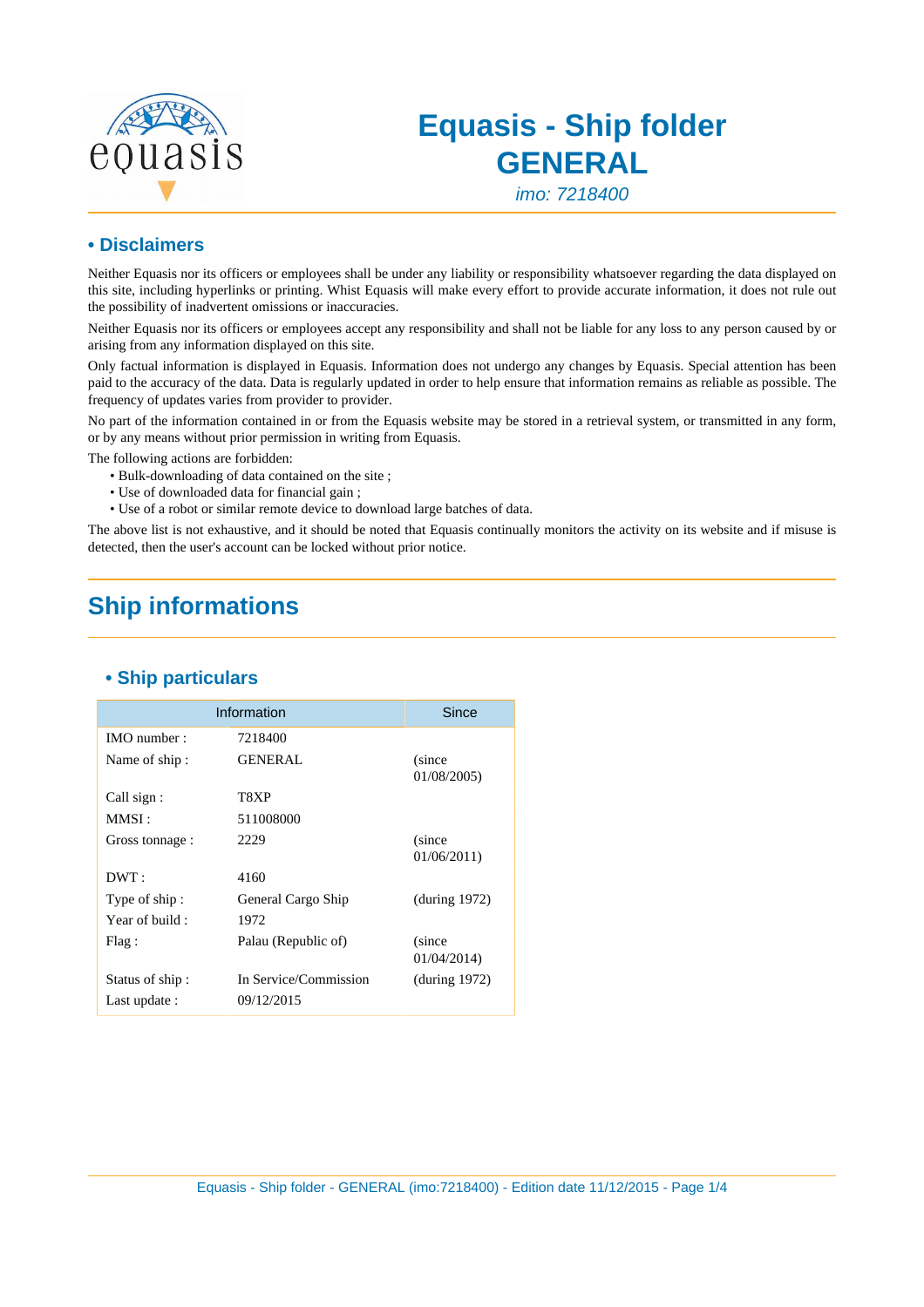# Equasis - Ship folder GENERAL

*imo: 7218400*

## • Disclaimers

Neither Equasis nor its officers or employees shall be under any liability or responsibility whatsoever regarding the data displayed on this site, including hyperlinks or printing. Whist Equasis will make every effort to provide accurate information, it does not rule out the possibility of inadvertent omissions or inaccuracies.

Neither Equasis nor its officers or employees accept any responsibility and shall not be liable for any loss to any person caused by or arising from any information displayed on this site.

Only factual information is displayed in Equasis. Information does not undergo any changes by Equasis. Special attention has been paid to the accuracy of the data. Data is regularly updated in order to help ensure that information remains as reliable as possible. The frequency of updates varies from provider to provider.

No part of the information contained in or from the Equasis website may be stored in a retrieval system, or transmitted in any form, or by any means without prior permission in writing from Equasis.

The following actions are forbidden:

- Bulk-downloading of data contained on the site ;
- Use of downloaded data for financial gain ;
- Use of a robot or similar remote device to download large batches of data.

The above list is not exhaustive, and it should be noted that Equasis continually monitors the activity on its website and if misuse is detected, then the user's account can be locked without prior notice.

# Ship informations

## • Ship particulars

| Information | | Since |
|---|---|---|
| IMO number : | 7218400 | |
| Name of ship : | GENERAL | (since 01/08/2005) |
| Call sign : | T8XP | |
| MMSI : | 511008000 | |
| Gross tonnage : | 2229 | (since 01/06/2011) |
| DWT : | 4160 | |
| Type of ship : | General Cargo Ship | (during 1972) |
| Year of build : | 1972 | |
| Flag : | Palau (Republic of) | (since 01/04/2014) |
| Status of ship : | In Service/Commission | (during 1972) |
| Last update : | 09/12/2015 | |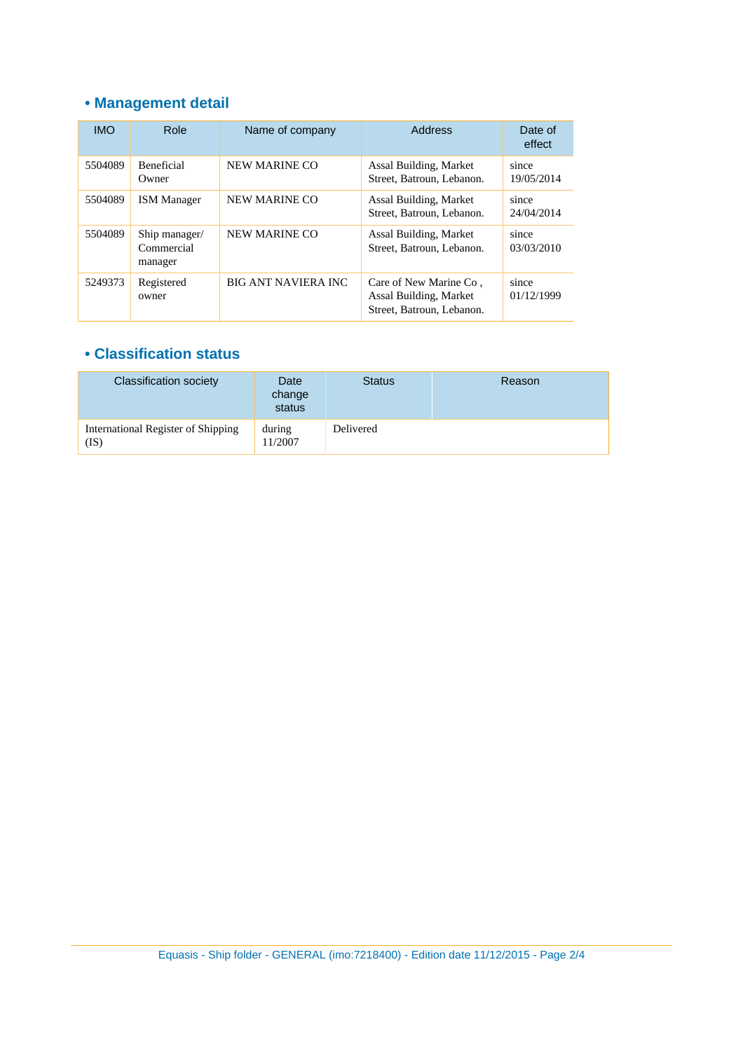## • Management detail

| IMO | Role | Name of company | Address | Date of effect |
|---|---|---|---|---|
| 5504089 | Beneficial Owner | NEW MARINE CO | Assal Building, Market Street, Batroun, Lebanon. | since 19/05/2014 |
| 5504089 | ISM Manager | NEW MARINE CO | Assal Building, Market Street, Batroun, Lebanon. | since 24/04/2014 |
| 5504089 | Ship manager/ Commercial manager | NEW MARINE CO | Assal Building, Market Street, Batroun, Lebanon. | since 03/03/2010 |
| 5249373 | Registered owner | BIG ANT NAVIERA INC | Care of New Marine Co , Assal Building, Market Street, Batroun, Lebanon. | since 01/12/1999 |

## • Classification status

| Classification society | Date change status | Status | Reason |
|---|---|---|---|
| International Register of Shipping (IS) | during 11/2007 | Delivered | |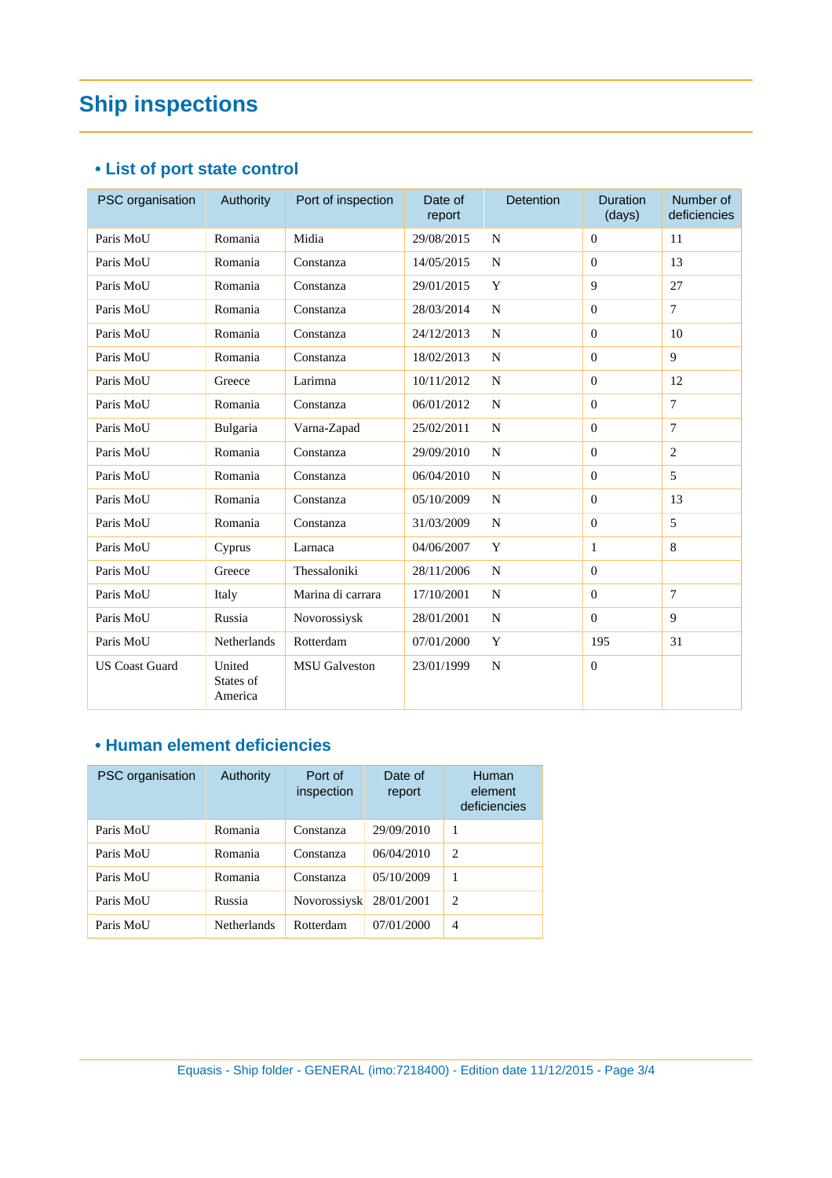# Ship inspections

## • List of port state control

| PSC organisation | Authority | Port of inspection | Date of report | Detention | Duration (days) | Number of deficiencies |
|---|---|---|---|---|---|---|
| Paris MoU | Romania | Midia | 29/08/2015 | N | 0 | 11 |
| Paris MoU | Romania | Constanza | 14/05/2015 | N | 0 | 13 |
| Paris MoU | Romania | Constanza | 29/01/2015 | Y | 9 | 27 |
| Paris MoU | Romania | Constanza | 28/03/2014 | N | 0 | 7 |
| Paris MoU | Romania | Constanza | 24/12/2013 | N | 0 | 10 |
| Paris MoU | Romania | Constanza | 18/02/2013 | N | 0 | 9 |
| Paris MoU | Greece | Larimna | 10/11/2012 | N | 0 | 12 |
| Paris MoU | Romania | Constanza | 06/01/2012 | N | 0 | 7 |
| Paris MoU | Bulgaria | Varna-Zapad | 25/02/2011 | N | 0 | 7 |
| Paris MoU | Romania | Constanza | 29/09/2010 | N | 0 | 2 |
| Paris MoU | Romania | Constanza | 06/04/2010 | N | 0 | 5 |
| Paris MoU | Romania | Constanza | 05/10/2009 | N | 0 | 13 |
| Paris MoU | Romania | Constanza | 31/03/2009 | N | 0 | 5 |
| Paris MoU | Cyprus | Larnaca | 04/06/2007 | Y | 1 | 8 |
| Paris MoU | Greece | Thessaloniki | 28/11/2006 | N | 0 | |
| Paris MoU | Italy | Marina di carrara | 17/10/2001 | N | 0 | 7 |
| Paris MoU | Russia | Novorossiysk | 28/01/2001 | N | 0 | 9 |
| Paris MoU | Netherlands | Rotterdam | 07/01/2000 | Y | 195 | 31 |
| US Coast Guard | United States of America | MSU Galveston | 23/01/1999 | N | 0 | |

## • Human element deficiencies

| PSC organisation | Authority | Port of inspection | Date of report | Human element deficiencies |
|---|---|---|---|---|
| Paris MoU | Romania | Constanza | 29/09/2010 | 1 |
| Paris MoU | Romania | Constanza | 06/04/2010 | 2 |
| Paris MoU | Romania | Constanza | 05/10/2009 | 1 |
| Paris MoU | Russia | Novorossiysk | 28/01/2001 | 2 |
| Paris MoU | Netherlands | Rotterdam | 07/01/2000 | 4 |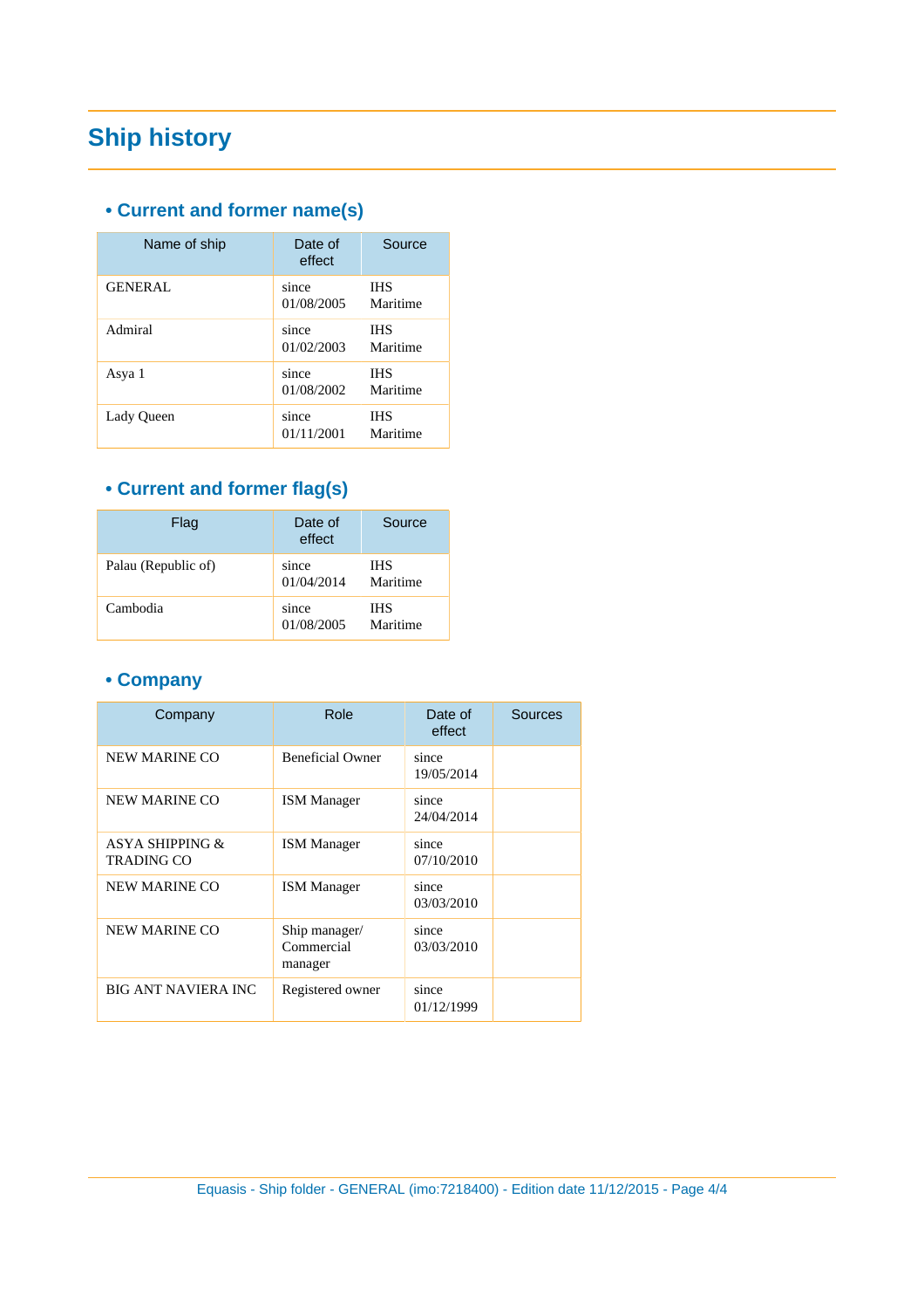# Ship history

## • Current and former name(s)

| Name of ship | Date of effect | Source |
| --- | --- | --- |
| GENERAL | since 01/08/2005 | IHS Maritime |
| Admiral | since 01/02/2003 | IHS Maritime |
| Asya 1 | since 01/08/2002 | IHS Maritime |
| Lady Queen | since 01/11/2001 | IHS Maritime |

## • Current and former flag(s)

| Flag | Date of effect | Source |
| --- | --- | --- |
| Palau (Republic of) | since 01/04/2014 | IHS Maritime |
| Cambodia | since 01/08/2005 | IHS Maritime |

## • Company

| Company | Role | Date of effect | Sources |
| --- | --- | --- | --- |
| NEW MARINE CO | Beneficial Owner | since 19/05/2014 | |
| NEW MARINE CO | ISM Manager | since 24/04/2014 | |
| ASYA SHIPPING & TRADING CO | ISM Manager | since 07/10/2010 | |
| NEW MARINE CO | ISM Manager | since 03/03/2010 | |
| NEW MARINE CO | Ship manager/ Commercial manager | since 03/03/2010 | |
| BIG ANT NAVIERA INC | Registered owner | since 01/12/1999 | |